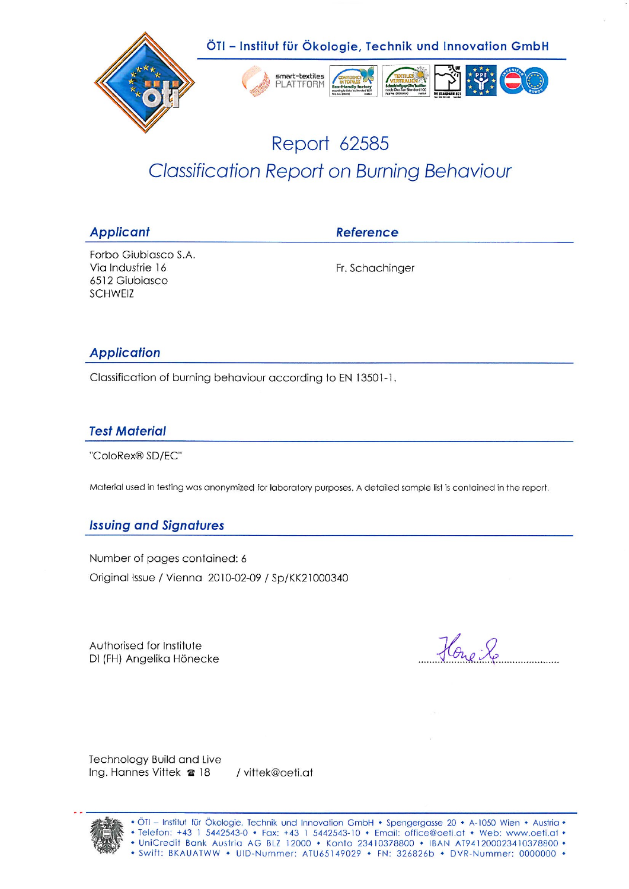ÖTI – Institut für Ökologie, Technik und Innovation GmbH

# Report 62585

## Classification Report on Burning Behaviour

### Applicant

Forbo Giubiasco S.A.
Via Industrie 16
6512 Giubiasco
SCHWEIZ

### Reference

Fr. Schachinger

### Application

Classification of burning behaviour according to EN 13501-1.

### Test Material

"ColoRex® SD/EC"

Material used in testing was anonymized for laboratory purposes. A detailed sample list is contained in the report.

### Issuing and Signatures

Number of pages contained: 6

Original Issue / Vienna 2010-02-09 / Sp/KK21000340

Authorised for Institute
DI (FH) Angelika Hönecke

Technology Build and Live
Ing. Hannes Vittek ☎ 18 / vittek@oeti.at

• ÖTI – Institut für Ökologie, Technik und Innovation GmbH • Spengergasse 20 • A-1050 Wien • Austria •
• Telefon: +43 1 5442543-0 • Fax: +43 1 5442543-10 • Email: office@oeti.at • Web: www.oeti.at •
• UniCredit Bank Austria AG BLZ 12000 • Konto 23410378800 • IBAN AT941200023410378800 •
• Swift: BKAUATWW • UID-Nummer: ATU65149029 • FN: 326826b • DVR-Nummer: 0000000 •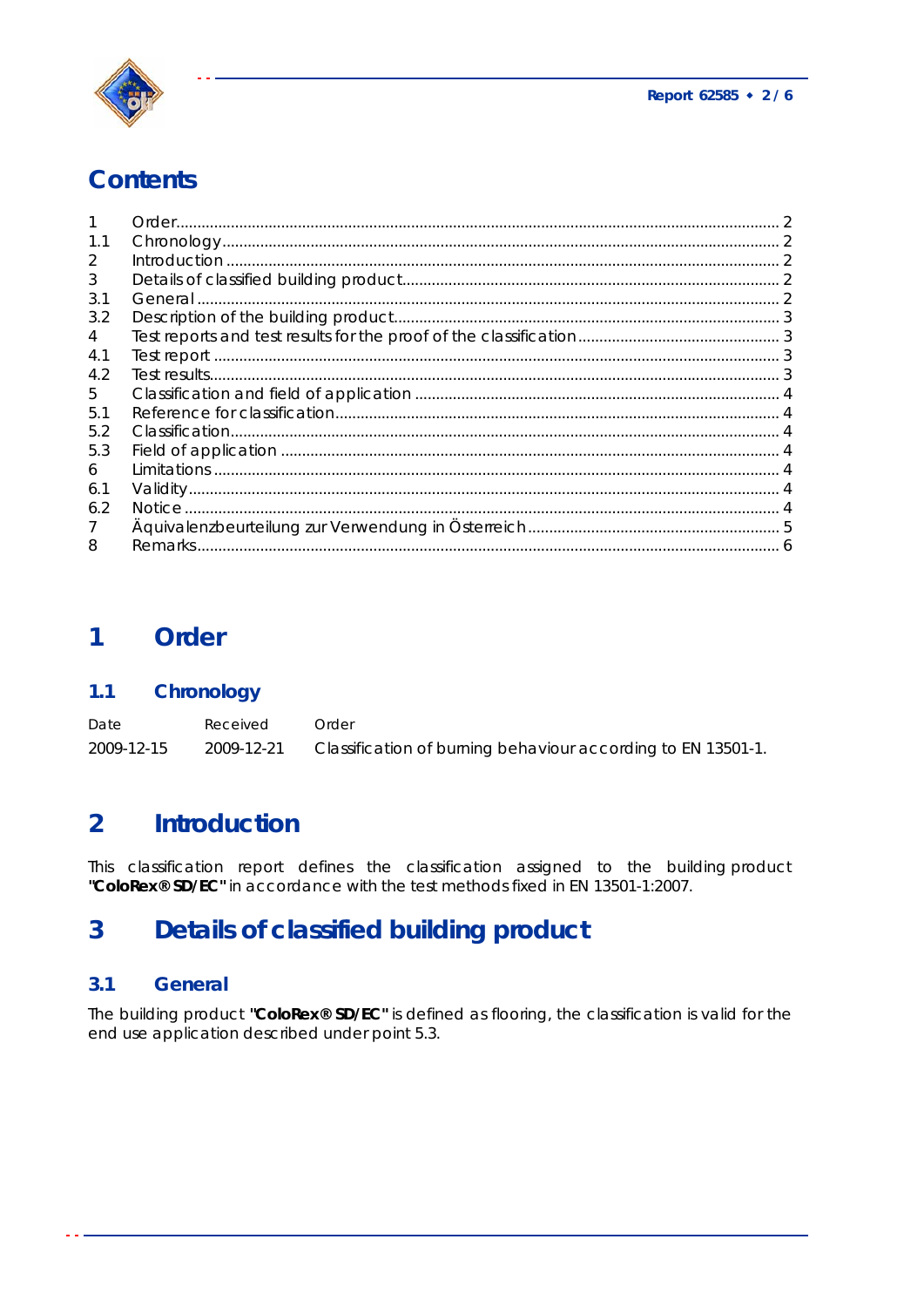# Contents

| | | |
|---|---|---|
| 1 | Order | 2 |
| 1.1 | Chronology | 2 |
| 2 | Introduction | 2 |
| 3 | Details of classified building product | 2 |
| 3.1 | General | 2 |
| 3.2 | Description of the building product | 3 |
| 4 | Test reports and test results for the proof of the classification | 3 |
| 4.1 | Test report | 3 |
| 4.2 | Test results | 3 |
| 5 | Classification and field of application | 4 |
| 5.1 | Reference for classification | 4 |
| 5.2 | Classification | 4 |
| 5.3 | Field of application | 4 |
| 6 | Limitations | 4 |
| 6.1 | Validity | 4 |
| 6.2 | Notice | 4 |
| 7 | Äquivalenzbeurteilung zur Verwendung in Österreich | 5 |
| 8 | Remarks | 6 |

# 1 Order

## 1.1 Chronology

| Date | Received | Order |
|---|---|---|
| 2009-12-15 | 2009-12-21 | Classification of burning behaviour according to EN 13501-1. |

# 2 Introduction

This classification report defines the classification assigned to the building product **"ColoRex® SD/EC"** in accordance with the test methods fixed in EN 13501-1:2007.

# 3 Details of classified building product

## 3.1 General

The building product **"ColoRex® SD/EC"** is defined as flooring, the classification is valid for the end use application described under point 5.3.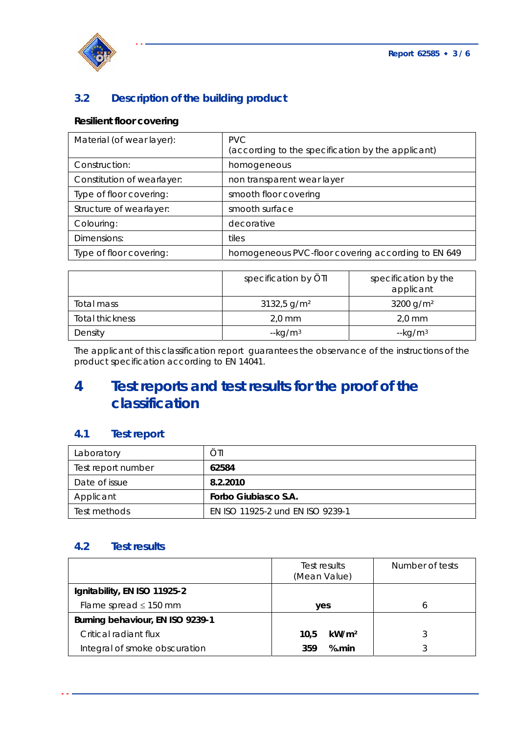### 3.2 Description of the building product

**Resilient floor covering**

| Material (of wear layer): | PVC<br>(according to the specification by the applicant) |
|---|---|
| Construction: | homogeneous |
| Constitution of wearlayer: | non transparent wear layer |
| Type of floor covering: | smooth floor covering |
| Structure of wearlayer: | smooth surface |
| Colouring: | decorative |
| Dimensions: | tiles |
| Type of floor covering: | homogeneous PVC-floor covering according to EN 649 |

| | specification by ÖTI | specification by the applicant |
|---|---|---|
| Total mass | 3132,5 g/m² | 3200 g/m² |
| Total thickness | 2,0 mm | 2,0 mm |
| Density | --kg/m³ | --kg/m³ |

The applicant of this classification report guarantees the observance of the instructions of the product specification according to EN 14041.

## 4 Test reports and test results for the proof of the classification

### 4.1 Test report

| Laboratory | ÖTI |
|---|---|
| Test report number | **62584** |
| Date of issue | **8.2.2010** |
| Applicant | **Forbo Giubiasco S.A.** |
| Test methods | EN ISO 11925-2 und EN ISO 9239-1 |

### 4.2 Test results

| | Test results (Mean Value) | Number of tests |
|---|---|---|
| **Ignitability, EN ISO 11925-2** | | |
| Flame spread ≤ 150 mm | **yes** | 6 |
| **Burning behaviour, EN ISO 9239-1** | | |
| Critical radiant flux | **10,5 kW/m²** | 3 |
| Integral of smoke obscuration | **359 %.min** | 3 |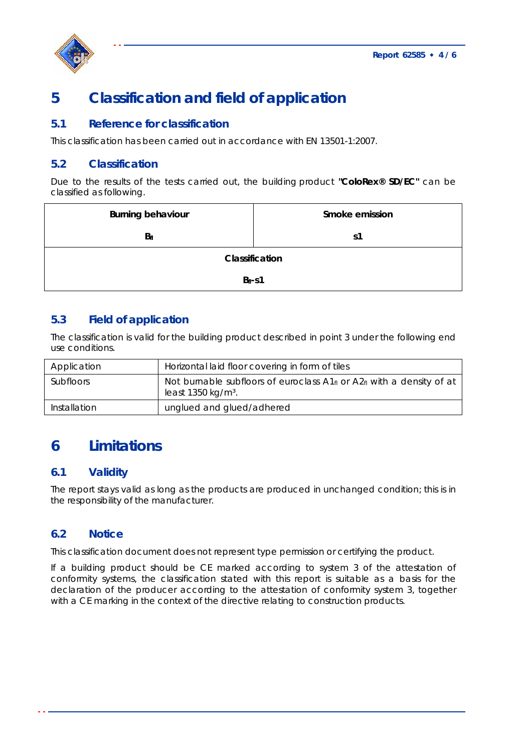# 5 Classification and field of application

## 5.1 Reference for classification

This classification has been carried out in accordance with EN 13501-1:2007.

## 5.2 Classification

Due to the results of the tests carried out, the building product **"ColoRex® SD/EC"** can be classified as following.

| Burning behaviour | Smoke emission |
|---|---|
| $B_{fl}$ | s1 |
| **Classification** | |
| $B_{fl}$-s1 | |

## 5.3 Field of application

The classification is valid for the building product described in point 3 under the following end use conditions.

| Application | Horizontal laid floor covering in form of tiles |
|---|---|
| Subfloors | Not burnable subfloors of euroclass $A1_{fl}$ or $A2_{fl}$ with a density of at least 1350 kg/m³. |
| Installation | unglued and glued/adhered |

# 6 Limitations

## 6.1 Validity

The report stays valid as long as the products are produced in unchanged condition; this is in the responsibility of the manufacturer.

## 6.2 Notice

This classification document does not represent type permission or certifying the product.

If a building product should be CE marked according to system 3 of the attestation of conformity systems, the classification stated with this report is suitable as a basis for the declaration of the producer according to the attestation of conformity system 3, together with a CE marking in the context of the directive relating to construction products.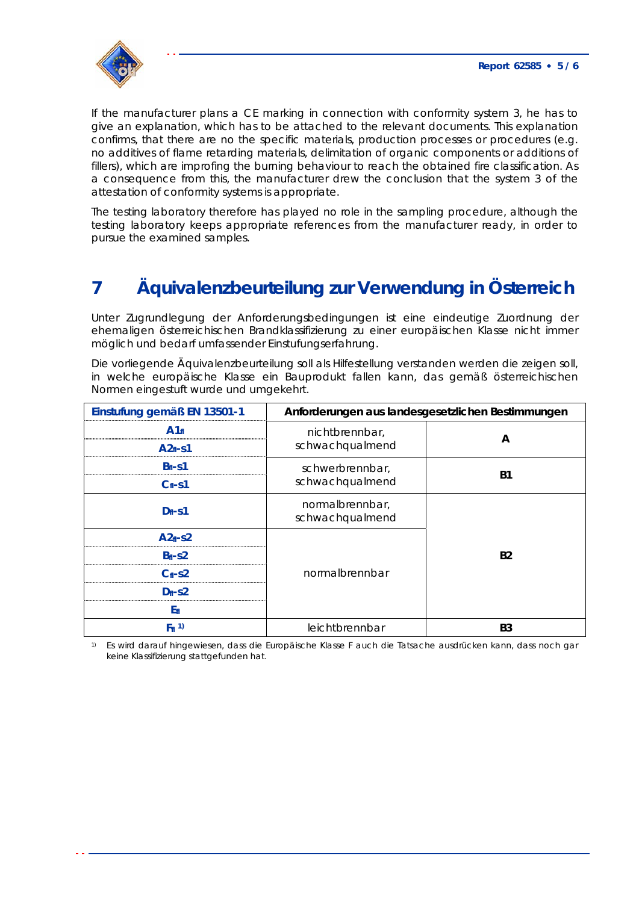If the manufacturer plans a CE marking in connection with conformity system 3, he has to give an explanation, which has to be attached to the relevant documents. This explanation confirms, that there are no the specific materials, production processes or procedures (e.g. no additives of flame retarding materials, delimitation of organic components or additions of fillers), which are improfing the burning behaviour to reach the obtained fire classification. As a consequence from this, the manufacturer drew the conclusion that the system 3 of the attestation of conformity systems is appropriate.

The testing laboratory therefore has played no role in the sampling procedure, although the testing laboratory keeps appropriate references from the manufacturer ready, in order to pursue the examined samples.

# 7 Äquivalenzbeurteilung zur Verwendung in Österreich

Unter Zugrundlegung der Anforderungsbedingungen ist eine eindeutige Zuordnung der ehemaligen österreichischen Brandklassifizierung zu einer europäischen Klasse nicht immer möglich und bedarf umfassender Einstufungserfahrung.

Die vorliegende Äquivalenzbeurteilung soll als Hilfestellung verstanden werden die zeigen soll, in welche europäische Klasse ein Bauprodukt fallen kann, das gemäß österreichischen Normen eingestuft wurde und umgekehrt.

| Einstufung gemäß EN 13501-1 | Anforderungen aus landesgesetzlichen Bestimmungen | |
|---|---|---|
| $A1_{fl}$ | nichtbrennbar, schwachqualmend | A |
| $A2_{fl}$-s1 | | |
| $B_{fl}$-s1 | schwerbrennbar, schwachqualmend | B1 |
| $C_{fl}$-s1 | | |
| $D_{fl}$-s1 | normalbrennbar, schwachqualmend | B2 |
| $A2_{fl}$-s2 | normalbrennbar | |
| $B_{fl}$-s2 | | |
| $C_{fl}$-s2 | | |
| $D_{fl}$-s2 | | |
| $E_{fl}$ | | |
| $F_{fl}$ [1)] | leichtbrennbar | B3 |

1) Es wird darauf hingewiesen, dass die Europäische Klasse F auch die Tatsache ausdrücken kann, dass noch gar keine Klassifizierung stattgefunden hat.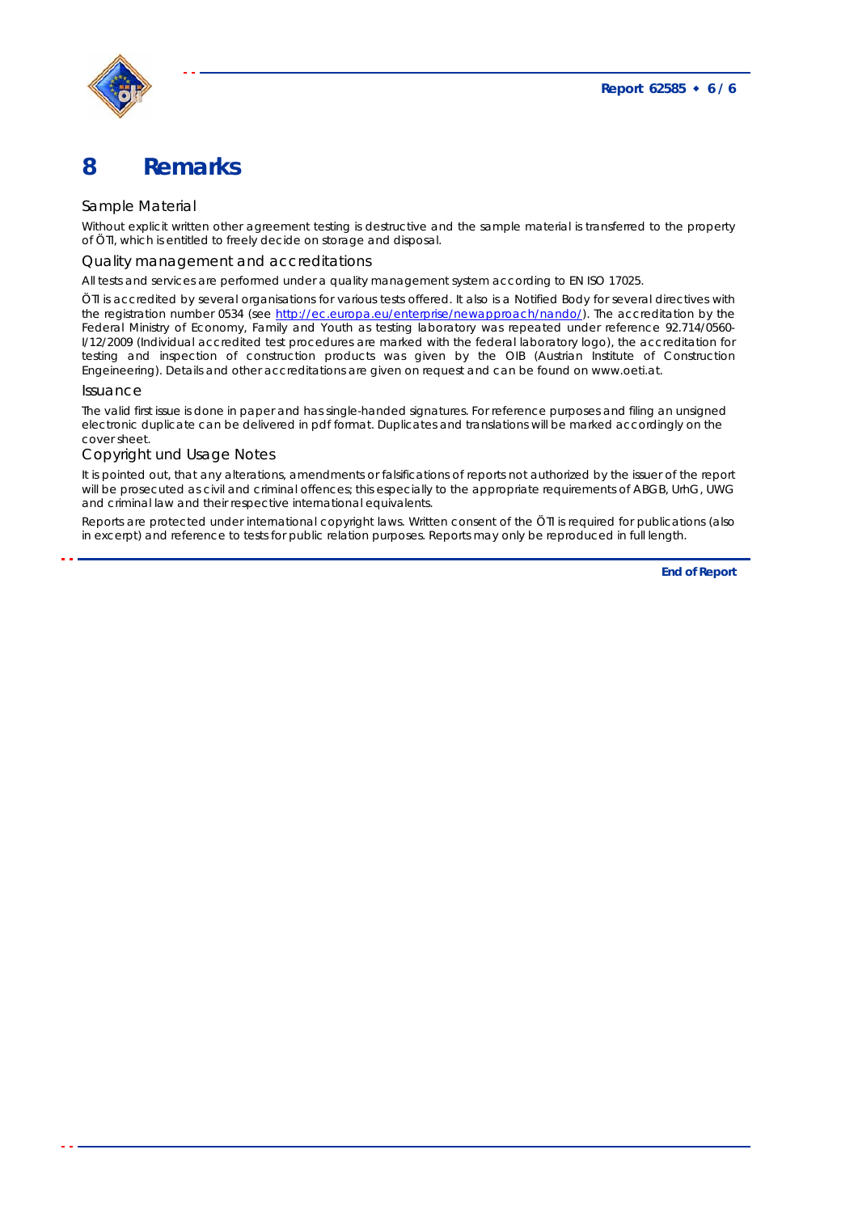# 8 Remarks

## Sample Material

Without explicit written other agreement testing is destructive and the sample material is transferred to the property of ÖTI, which is entitled to freely decide on storage and disposal.

## Quality management and accreditations

All tests and services are performed under a quality management system according to EN ISO 17025.

ÖTI is accredited by several organisations for various tests offered. It also is a Notified Body for several directives with the registration number 0534 (see http://ec.europa.eu/enterprise/newapproach/nando/). The accreditation by the Federal Ministry of Economy, Family and Youth as testing laboratory was repeated under reference 92.714/0560-I/12/2009 (Individual accredited test procedures are marked with the federal laboratory logo), the accreditation for testing and inspection of construction products was given by the OIB (Austrian Institute of Construction Engeineering). Details and other accreditations are given on request and can be found on www.oeti.at.

## Issuance

The valid first issue is done in paper and has single-handed signatures. For reference purposes and filing an unsigned electronic duplicate can be delivered in pdf format. Duplicates and translations will be marked accordingly on the cover sheet.

## Copyright und Usage Notes

It is pointed out, that any alterations, amendments or falsifications of reports not authorized by the issuer of the report will be prosecuted as civil and criminal offences; this especially to the appropriate requirements of ABGB, UrhG, UWG and criminal law and their respective international equivalents.

Reports are protected under international copyright laws. Written consent of the ÖTI is required for publications (also in excerpt) and reference to tests for public relation purposes. Reports may only be reproduced in full length.

**End of Report**